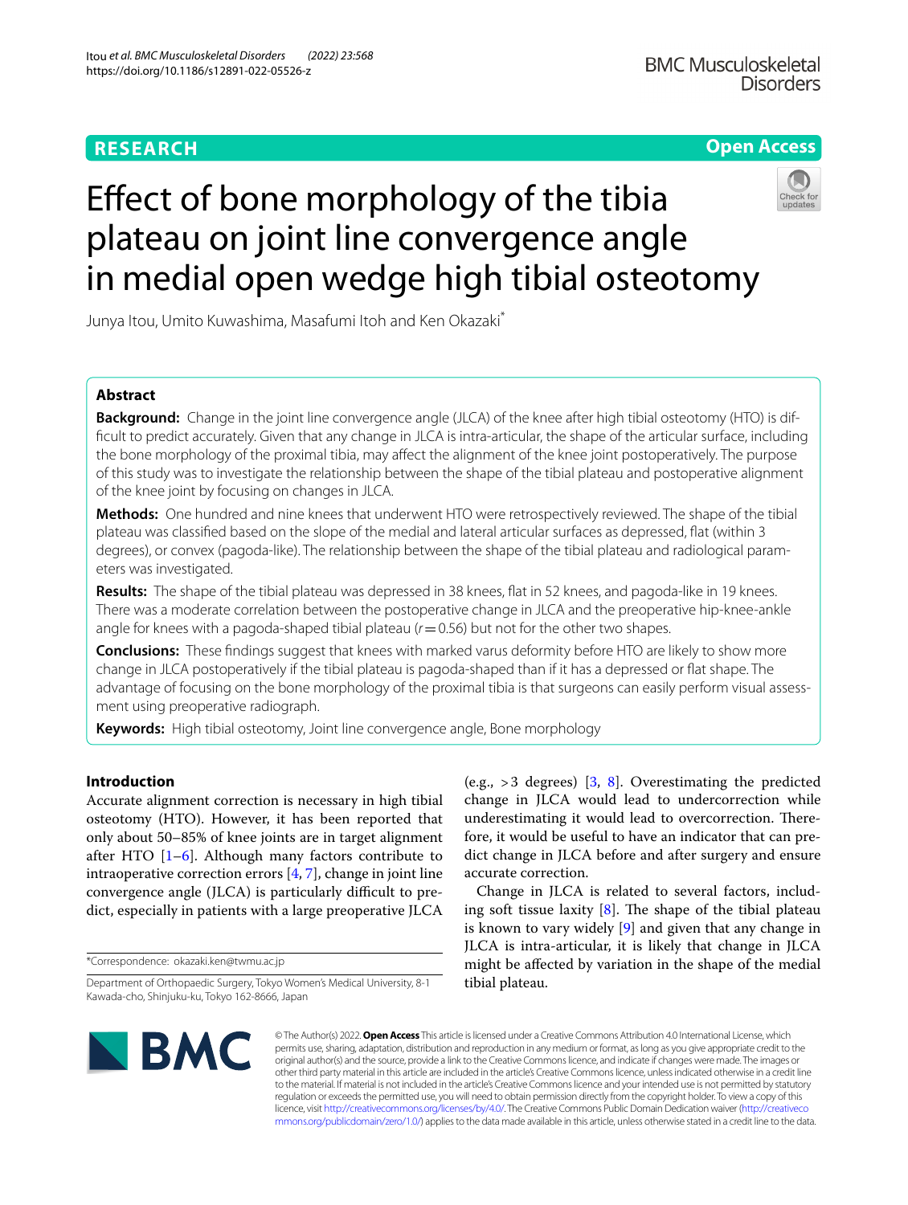**RESEARCH** **Open Access**

# Effect of bone morphology of the tibia plateau on joint line convergence angle in medial open wedge high tibial osteotomy

Junya Itou, Umito Kuwashima, Masafumi Itoh and Ken Okazaki*

## Abstract

**Background:** Change in the joint line convergence angle (JLCA) of the knee after high tibial osteotomy (HTO) is difficult to predict accurately. Given that any change in JLCA is intra-articular, the shape of the articular surface, including the bone morphology of the proximal tibia, may affect the alignment of the knee joint postoperatively. The purpose of this study was to investigate the relationship between the shape of the tibial plateau and postoperative alignment of the knee joint by focusing on changes in JLCA.

**Methods:** One hundred and nine knees that underwent HTO were retrospectively reviewed. The shape of the tibial plateau was classified based on the slope of the medial and lateral articular surfaces as depressed, flat (within 3 degrees), or convex (pagoda-like). The relationship between the shape of the tibial plateau and radiological parameters was investigated.

**Results:** The shape of the tibial plateau was depressed in 38 knees, flat in 52 knees, and pagoda-like in 19 knees. There was a moderate correlation between the postoperative change in JLCA and the preoperative hip-knee-ankle angle for knees with a pagoda-shaped tibial plateau ($r = 0.56$) but not for the other two shapes.

**Conclusions:** These findings suggest that knees with marked varus deformity before HTO are likely to show more change in JLCA postoperatively if the tibial plateau is pagoda-shaped than if it has a depressed or flat shape. The advantage of focusing on the bone morphology of the proximal tibia is that surgeons can easily perform visual assessment using preoperative radiograph.

**Keywords:** High tibial osteotomy, Joint line convergence angle, Bone morphology

## Introduction

Accurate alignment correction is necessary in high tibial osteotomy (HTO). However, it has been reported that only about 50–85% of knee joints are in target alignment after HTO [1–6]. Although many factors contribute to intraoperative correction errors [4, 7], change in joint line convergence angle (JLCA) is particularly difficult to predict, especially in patients with a large preoperative JLCA (e.g., >3 degrees) [3, 8]. Overestimating the predicted change in JLCA would lead to undercorrection while underestimating it would lead to overcorrection. Therefore, it would be useful to have an indicator that can predict change in JLCA before and after surgery and ensure accurate correction.

Change in JLCA is related to several factors, including soft tissue laxity [8]. The shape of the tibial plateau is known to vary widely [9] and given that any change in JLCA is intra-articular, it is likely that change in JLCA might be affected by variation in the shape of the medial tibial plateau.

*Correspondence: okazaki.ken@twmu.ac.jp

Department of Orthopaedic Surgery, Tokyo Women's Medical University, 8-1 Kawada-cho, Shinjuku-ku, Tokyo 162-8666, Japan

© The Author(s) 2022. **Open Access** This article is licensed under a Creative Commons Attribution 4.0 International License, which permits use, sharing, adaptation, distribution and reproduction in any medium or format, as long as you give appropriate credit to the original author(s) and the source, provide a link to the Creative Commons licence, and indicate if changes were made. The images or other third party material in this article are included in the article's Creative Commons licence, unless indicated otherwise in a credit line to the material. If material is not included in the article's Creative Commons licence and your intended use is not permitted by statutory regulation or exceeds the permitted use, you will need to obtain permission directly from the copyright holder. To view a copy of this licence, visit http://creativecommons.org/licenses/by/4.0/. The Creative Commons Public Domain Dedication waiver (http://creativecommons.org/publicdomain/zero/1.0/) applies to the data made available in this article, unless otherwise stated in a credit line to the data.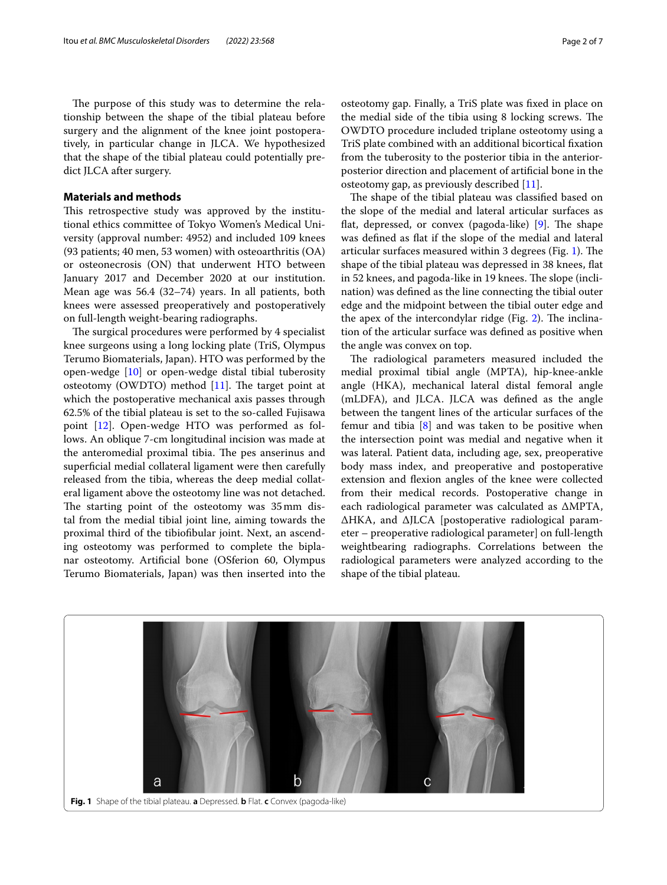The purpose of this study was to determine the relationship between the shape of the tibial plateau before surgery and the alignment of the knee joint postoperatively, in particular change in JLCA. We hypothesized that the shape of the tibial plateau could potentially predict JLCA after surgery.

## Materials and methods

This retrospective study was approved by the institutional ethics committee of Tokyo Women's Medical University (approval number: 4952) and included 109 knees (93 patients; 40 men, 53 women) with osteoarthritis (OA) or osteonecrosis (ON) that underwent HTO between January 2017 and December 2020 at our institution. Mean age was 56.4 (32–74) years. In all patients, both knees were assessed preoperatively and postoperatively on full-length weight-bearing radiographs.

The surgical procedures were performed by 4 specialist knee surgeons using a long locking plate (TriS, Olympus Terumo Biomaterials, Japan). HTO was performed by the open-wedge [10] or open-wedge distal tibial tuberosity osteotomy (OWDTO) method [11]. The target point at which the postoperative mechanical axis passes through 62.5% of the tibial plateau is set to the so-called Fujisawa point [12]. Open-wedge HTO was performed as follows. An oblique 7-cm longitudinal incision was made at the anteromedial proximal tibia. The pes anserinus and superficial medial collateral ligament were then carefully released from the tibia, whereas the deep medial collateral ligament above the osteotomy line was not detached. The starting point of the osteotomy was 35 mm distal from the medial tibial joint line, aiming towards the proximal third of the tibiofibular joint. Next, an ascending osteotomy was performed to complete the biplanar osteotomy. Artificial bone (OSferion 60, Olympus Terumo Biomaterials, Japan) was then inserted into the osteotomy gap. Finally, a TriS plate was fixed in place on the medial side of the tibia using 8 locking screws. The OWDTO procedure included triplane osteotomy using a TriS plate combined with an additional bicortical fixation from the tuberosity to the posterior tibia in the anterior-posterior direction and placement of artificial bone in the osteotomy gap, as previously described [11].

The shape of the tibial plateau was classified based on the slope of the medial and lateral articular surfaces as flat, depressed, or convex (pagoda-like) [9]. The shape was defined as flat if the slope of the medial and lateral articular surfaces measured within 3 degrees (Fig. 1). The shape of the tibial plateau was depressed in 38 knees, flat in 52 knees, and pagoda-like in 19 knees. The slope (inclination) was defined as the line connecting the tibial outer edge and the midpoint between the tibial outer edge and the apex of the intercondylar ridge (Fig. 2). The inclination of the articular surface was defined as positive when the angle was convex on top.

The radiological parameters measured included the medial proximal tibial angle (MPTA), hip-knee-ankle angle (HKA), mechanical lateral distal femoral angle (mLDFA), and JLCA. JLCA was defined as the angle between the tangent lines of the articular surfaces of the femur and tibia [8] and was taken to be positive when the intersection point was medial and negative when it was lateral. Patient data, including age, sex, preoperative body mass index, and preoperative and postoperative extension and flexion angles of the knee were collected from their medical records. Postoperative change in each radiological parameter was calculated as ΔMPTA, ΔHKA, and ΔJLCA [postoperative radiological parameter – preoperative radiological parameter] on full-length weightbearing radiographs. Correlations between the radiological parameters were analyzed according to the shape of the tibial plateau.

**Fig. 1** Shape of the tibial plateau. **a** Depressed. **b** Flat. **c** Convex (pagoda-like)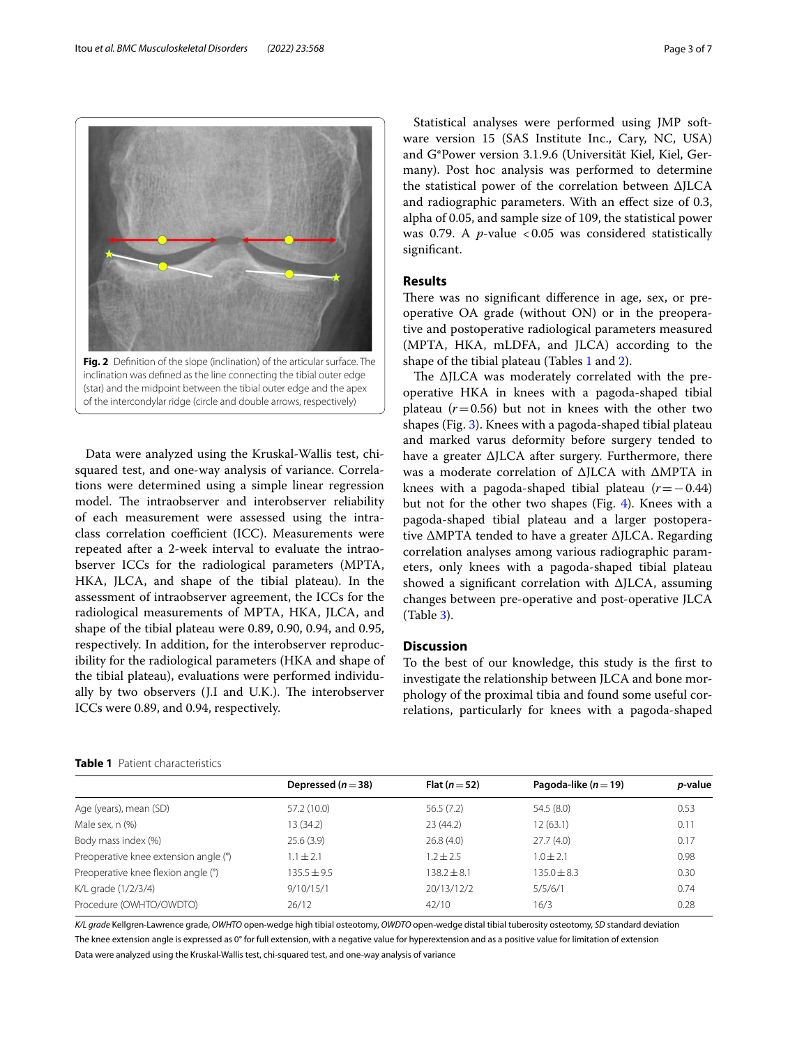Fig. 2 Definition of the slope (inclination) of the articular surface. The inclination was defined as the line connecting the tibial outer edge (star) and the midpoint between the tibial outer edge and the apex of the intercondylar ridge (circle and double arrows, respectively)

Data were analyzed using the Kruskal-Wallis test, chi-squared test, and one-way analysis of variance. Correlations were determined using a simple linear regression model. The intraobserver and interobserver reliability of each measurement were assessed using the intraclass correlation coefficient (ICC). Measurements were repeated after a 2-week interval to evaluate the intraobserver ICCs for the radiological parameters (MPTA, HKA, JLCA, and shape of the tibial plateau). In the assessment of intraobserver agreement, the ICCs for the radiological measurements of MPTA, HKA, JLCA, and shape of the tibial plateau were 0.89, 0.90, 0.94, and 0.95, respectively. In addition, for the interobserver reproducibility for the radiological parameters (HKA and shape of the tibial plateau), evaluations were performed individually by two observers (J.I and U.K.). The interobserver ICCs were 0.89, and 0.94, respectively.

Statistical analyses were performed using JMP software version 15 (SAS Institute Inc., Cary, NC, USA) and G*Power version 3.1.9.6 (Universität Kiel, Kiel, Germany). Post hoc analysis was performed to determine the statistical power of the correlation between ΔJLCA and radiographic parameters. With an effect size of 0.3, alpha of 0.05, and sample size of 109, the statistical power was 0.79. A $p$-value $<0.05$ was considered statistically significant.

## Results

There was no significant difference in age, sex, or preoperative OA grade (without ON) or in the preoperative and postoperative radiological parameters measured (MPTA, HKA, mLDFA, and JLCA) according to the shape of the tibial plateau (Tables 1 and 2).

The ΔJLCA was moderately correlated with the preoperative HKA in knees with a pagoda-shaped tibial plateau ($r = 0.56$) but not in knees with the other two shapes (Fig. 3). Knees with a pagoda-shaped tibial plateau and marked varus deformity before surgery tended to have a greater ΔJLCA after surgery. Furthermore, there was a moderate correlation of ΔJLCA with ΔMPTA in knees with a pagoda-shaped tibial plateau ($r = -0.44$) but not for the other two shapes (Fig. 4). Knees with a pagoda-shaped tibial plateau and a larger postoperative ΔMPTA tended to have a greater ΔJLCA. Regarding correlation analyses among various radiographic parameters, only knees with a pagoda-shaped tibial plateau showed a significant correlation with ΔJLCA, assuming changes between pre-operative and post-operative JLCA (Table 3).

## Discussion

To the best of our knowledge, this study is the first to investigate the relationship between JLCA and bone morphology of the proximal tibia and found some useful correlations, particularly for knees with a pagoda-shaped

**Table 1** Patient characteristics

| | Depressed ($n = 38$) | Flat ($n = 52$) | Pagoda-like ($n = 19$) | $p$-value |
|---|---|---|---|---|
| Age (years), mean (SD) | 57.2 (10.0) | 56.5 (7.2) | 54.5 (8.0) | 0.53 |
| Male sex, n (%) | 13 (34.2) | 23 (44.2) | 12 (63.1) | 0.11 |
| Body mass index (%) | 25.6 (3.9) | 26.8 (4.0) | 27.7 (4.0) | 0.17 |
| Preoperative knee extension angle (°) | 1.1 ± 2.1 | 1.2 ± 2.5 | 1.0 ± 2.1 | 0.98 |
| Preoperative knee flexion angle (°) | 135.5 ± 9.5 | 138.2 ± 8.1 | 135.0 ± 8.3 | 0.30 |
| K/L grade (1/2/3/4) | 9/10/15/1 | 20/13/12/2 | 5/5/6/1 | 0.74 |
| Procedure (OWHTO/OWDTO) | 26/12 | 42/10 | 16/3 | 0.28 |

*K/L grade* Kellgren-Lawrence grade, *OWHTO* open-wedge high tibial osteotomy, *OWDTO* open-wedge distal tibial tuberosity osteotomy, *SD* standard deviation

The knee extension angle is expressed as 0° for full extension, with a negative value for hyperextension and as a positive value for limitation of extension

Data were analyzed using the Kruskal-Wallis test, chi-squared test, and one-way analysis of variance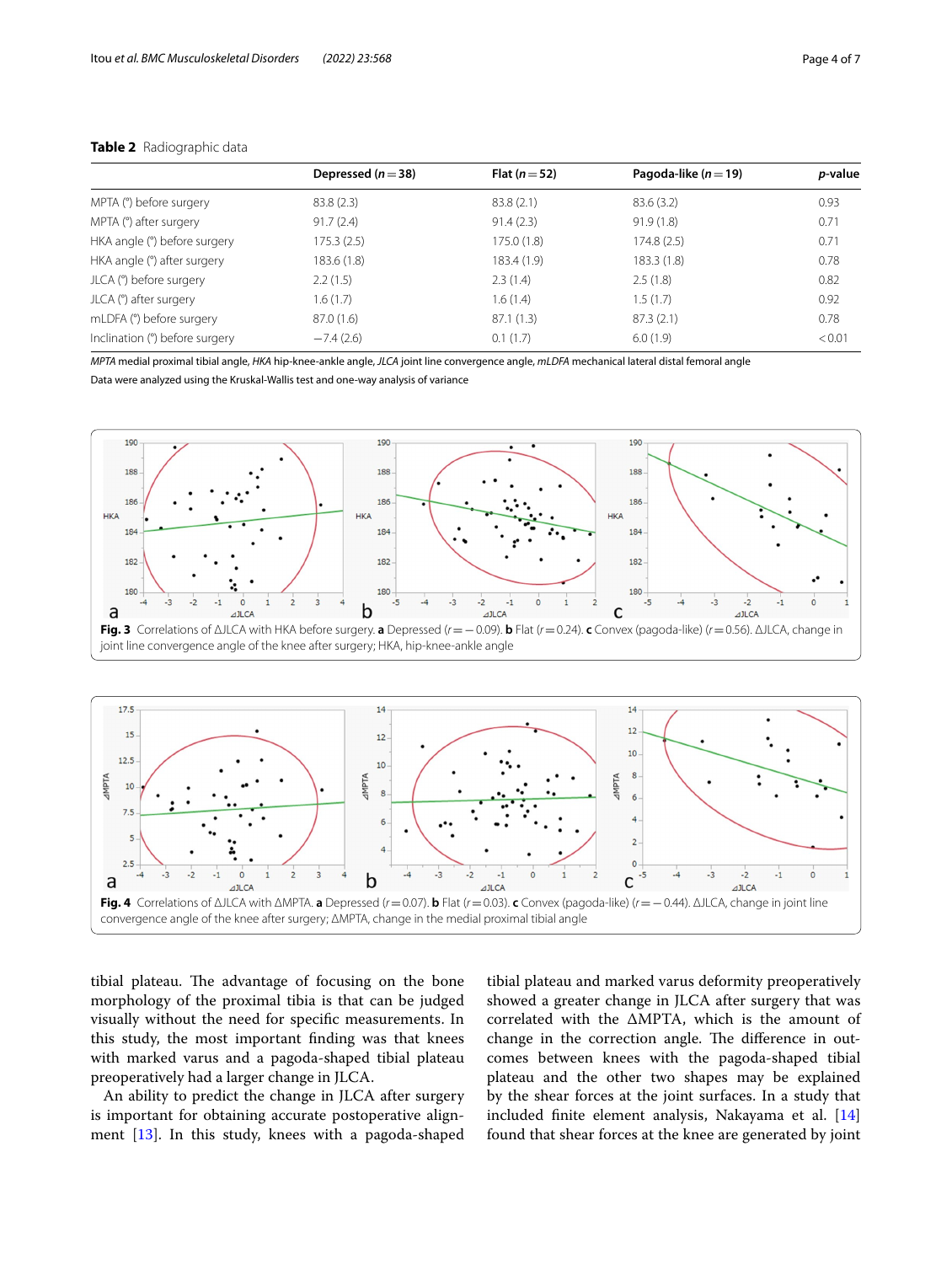**Table 2** Radiographic data

| | Depressed ($n=38$) | Flat ($n=52$) | Pagoda-like ($n=19$) | *p*-value |
|---|---|---|---|---|
| MPTA (°) before surgery | 83.8 (2.3) | 83.8 (2.1) | 83.6 (3.2) | 0.93 |
| MPTA (°) after surgery | 91.7 (2.4) | 91.4 (2.3) | 91.9 (1.8) | 0.71 |
| HKA angle (°) before surgery | 175.3 (2.5) | 175.0 (1.8) | 174.8 (2.5) | 0.71 |
| HKA angle (°) after surgery | 183.6 (1.8) | 183.4 (1.9) | 183.3 (1.8) | 0.78 |
| JLCA (°) before surgery | 2.2 (1.5) | 2.3 (1.4) | 2.5 (1.8) | 0.82 |
| JLCA (°) after surgery | 1.6 (1.7) | 1.6 (1.4) | 1.5 (1.7) | 0.92 |
| mLDFA (°) before surgery | 87.0 (1.6) | 87.1 (1.3) | 87.3 (2.1) | 0.78 |
| Inclination (°) before surgery | −7.4 (2.6) | 0.1 (1.7) | 6.0 (1.9) | <0.01 |

*MPTA* medial proximal tibial angle, *HKA* hip-knee-ankle angle, *JLCA* joint line convergence angle, *mLDFA* mechanical lateral distal femoral angle

Data were analyzed using the Kruskal-Wallis test and one-way analysis of variance

**Fig. 3** Correlations of ΔJLCA with HKA before surgery. **a** Depressed ($r=-0.09$). **b** Flat ($r=0.24$). **c** Convex (pagoda-like) ($r=0.56$). ΔJLCA, change in joint line convergence angle of the knee after surgery; HKA, hip-knee-ankle angle

**Fig. 4** Correlations of ΔJLCA with ΔMPTA. **a** Depressed ($r=0.07$). **b** Flat ($r=0.03$). **c** Convex (pagoda-like) ($r=-0.44$). ΔJLCA, change in joint line convergence angle of the knee after surgery; ΔMPTA, change in the medial proximal tibial angle

tibial plateau. The advantage of focusing on the bone morphology of the proximal tibia is that can be judged visually without the need for specific measurements. In this study, the most important finding was that knees with marked varus and a pagoda-shaped tibial plateau preoperatively had a larger change in JLCA.

An ability to predict the change in JLCA after surgery is important for obtaining accurate postoperative alignment [13]. In this study, knees with a pagoda-shaped tibial plateau and marked varus deformity preoperatively showed a greater change in JLCA after surgery that was correlated with the ΔMPTA, which is the amount of change in the correction angle. The difference in outcomes between knees with the pagoda-shaped tibial plateau and the other two shapes may be explained by the shear forces at the joint surfaces. In a study that included finite element analysis, Nakayama et al. [14] found that shear forces at the knee are generated by joint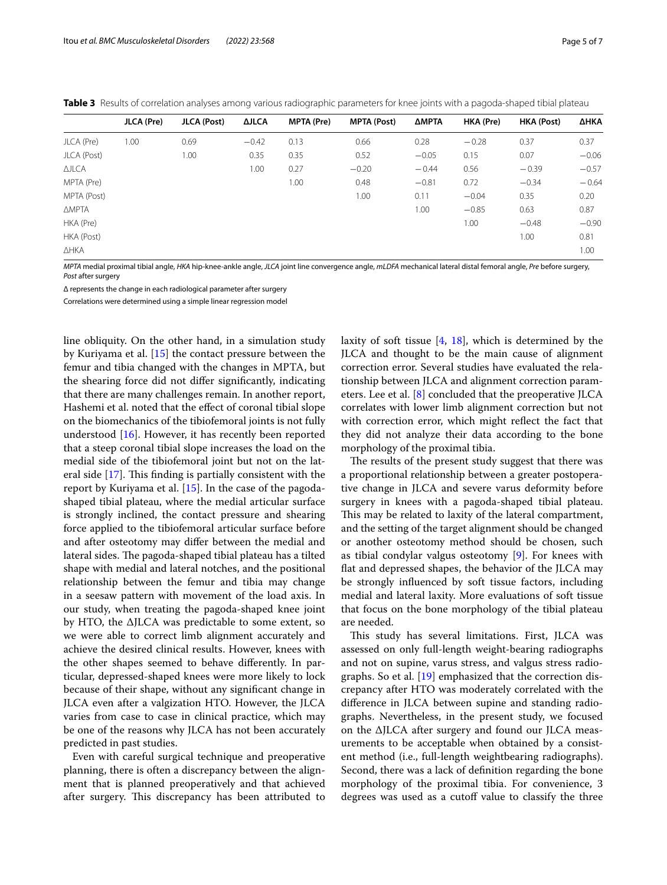**Table 3** Results of correlation analyses among various radiographic parameters for knee joints with a pagoda-shaped tibial plateau

| | JLCA (Pre) | JLCA (Post) | ΔJLCA | MPTA (Pre) | MPTA (Post) | ΔMPTA | HKA (Pre) | HKA (Post) | ΔHKA |
|---|---|---|---|---|---|---|---|---|---|
| JLCA (Pre) | 1.00 | 0.69 | −0.42 | 0.13 | 0.66 | 0.28 | −0.28 | 0.37 | 0.37 |
| JLCA (Post) | | 1.00 | 0.35 | 0.35 | 0.52 | −0.05 | 0.15 | 0.07 | −0.06 |
| ΔJLCA | | | 1.00 | 0.27 | −0.20 | −0.44 | 0.56 | −0.39 | −0.57 |
| MPTA (Pre) | | | | 1.00 | 0.48 | −0.81 | 0.72 | −0.34 | −0.64 |
| MPTA (Post) | | | | | 1.00 | 0.11 | −0.04 | 0.35 | 0.20 |
| ΔMPTA | | | | | | 1.00 | −0.85 | 0.63 | 0.87 |
| HKA (Pre) | | | | | | | 1.00 | −0.48 | −0.90 |
| HKA (Post) | | | | | | | | 1.00 | 0.81 |
| ΔHKA | | | | | | | | | 1.00 |

*MPTA* medial proximal tibial angle, *HKA* hip-knee-ankle angle, *JLCA* joint line convergence angle, *mLDFA* mechanical lateral distal femoral angle, *Pre* before surgery, *Post* after surgery

Δ represents the change in each radiological parameter after surgery

Correlations were determined using a simple linear regression model

line obliquity. On the other hand, in a simulation study by Kuriyama et al. [15] the contact pressure between the femur and tibia changed with the changes in MPTA, but the shearing force did not differ significantly, indicating that there are many challenges remain. In another report, Hashemi et al. noted that the effect of coronal tibial slope on the biomechanics of the tibiofemoral joints is not fully understood [16]. However, it has recently been reported that a steep coronal tibial slope increases the load on the medial side of the tibiofemoral joint but not on the lateral side [17]. This finding is partially consistent with the report by Kuriyama et al. [15]. In the case of the pagoda-shaped tibial plateau, where the medial articular surface is strongly inclined, the contact pressure and shearing force applied to the tibiofemoral articular surface before and after osteotomy may differ between the medial and lateral sides. The pagoda-shaped tibial plateau has a tilted shape with medial and lateral notches, and the positional relationship between the femur and tibia may change in a seesaw pattern with movement of the load axis. In our study, when treating the pagoda-shaped knee joint by HTO, the ΔJLCA was predictable to some extent, so we were able to correct limb alignment accurately and achieve the desired clinical results. However, knees with the other shapes seemed to behave differently. In particular, depressed-shaped knees were more likely to lock because of their shape, without any significant change in JLCA even after a valgization HTO. However, the JLCA varies from case to case in clinical practice, which may be one of the reasons why JLCA has not been accurately predicted in past studies.

Even with careful surgical technique and preoperative planning, there is often a discrepancy between the alignment that is planned preoperatively and that achieved after surgery. This discrepancy has been attributed to laxity of soft tissue [4, 18], which is determined by the JLCA and thought to be the main cause of alignment correction error. Several studies have evaluated the relationship between JLCA and alignment correction parameters. Lee et al. [8] concluded that the preoperative JLCA correlates with lower limb alignment correction but not with correction error, which might reflect the fact that they did not analyze their data according to the bone morphology of the proximal tibia.

The results of the present study suggest that there was a proportional relationship between a greater postoperative change in JLCA and severe varus deformity before surgery in knees with a pagoda-shaped tibial plateau. This may be related to laxity of the lateral compartment, and the setting of the target alignment should be changed or another osteotomy method should be chosen, such as tibial condylar valgus osteotomy [9]. For knees with flat and depressed shapes, the behavior of the JLCA may be strongly influenced by soft tissue factors, including medial and lateral laxity. More evaluations of soft tissue that focus on the bone morphology of the tibial plateau are needed.

This study has several limitations. First, JLCA was assessed on only full-length weight-bearing radiographs and not on supine, varus stress, and valgus stress radiographs. So et al. [19] emphasized that the correction discrepancy after HTO was moderately correlated with the difference in JLCA between supine and standing radiographs. Nevertheless, in the present study, we focused on the ΔJLCA after surgery and found our JLCA measurements to be acceptable when obtained by a consistent method (i.e., full-length weightbearing radiographs). Second, there was a lack of definition regarding the bone morphology of the proximal tibia. For convenience, 3 degrees was used as a cutoff value to classify the three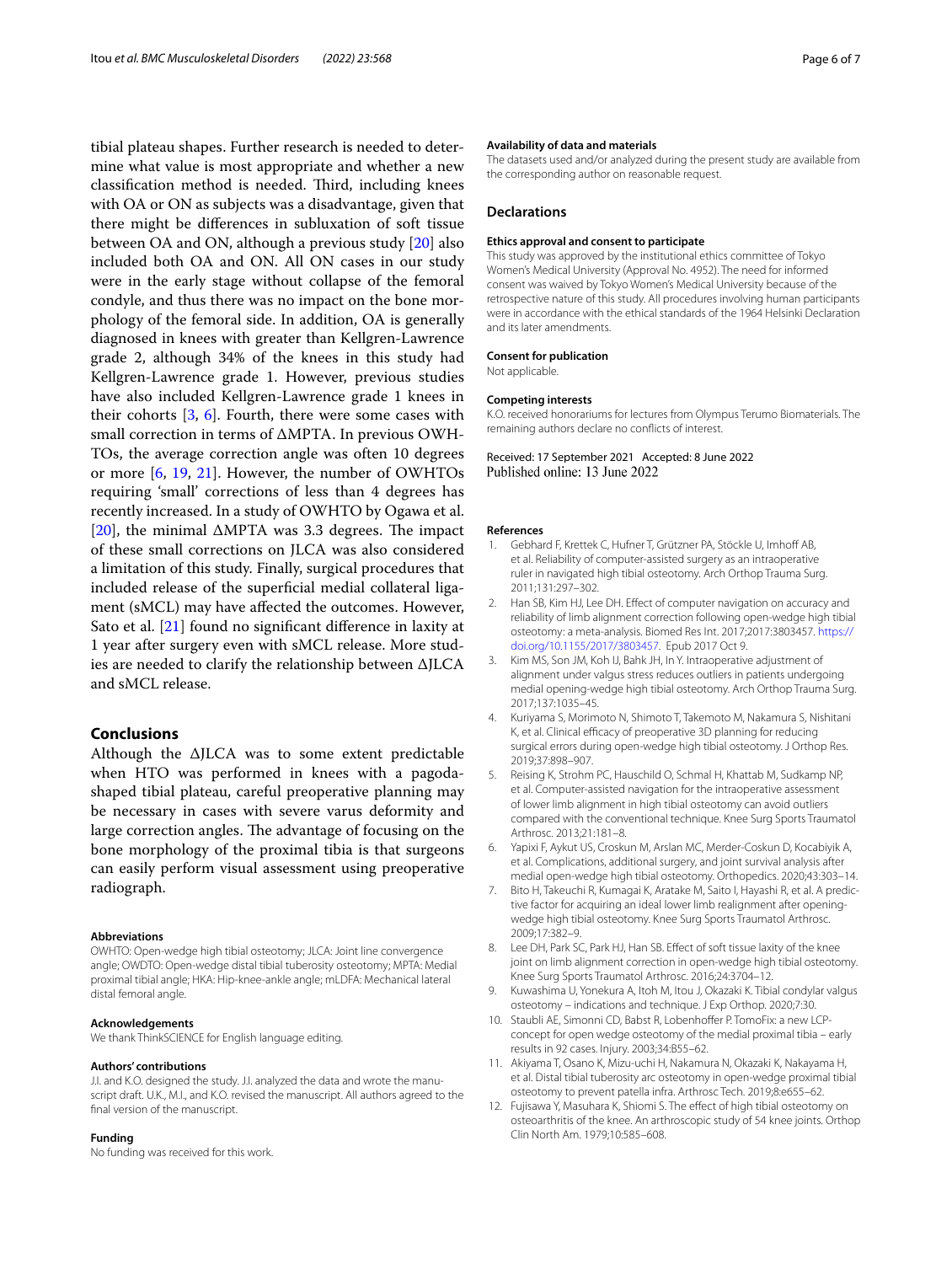tibial plateau shapes. Further research is needed to determine what value is most appropriate and whether a new classification method is needed. Third, including knees with OA or ON as subjects was a disadvantage, given that there might be differences in subluxation of soft tissue between OA and ON, although a previous study [20] also included both OA and ON. All ON cases in our study were in the early stage without collapse of the femoral condyle, and thus there was no impact on the bone morphology of the femoral side. In addition, OA is generally diagnosed in knees with greater than Kellgren-Lawrence grade 2, although 34% of the knees in this study had Kellgren-Lawrence grade 1. However, previous studies have also included Kellgren-Lawrence grade 1 knees in their cohorts [3, 6]. Fourth, there were some cases with small correction in terms of ΔMPTA. In previous OWHTOs, the average correction angle was often 10 degrees or more [6, 19, 21]. However, the number of OWHTOs requiring 'small' corrections of less than 4 degrees has recently increased. In a study of OWHTO by Ogawa et al. [20], the minimal ΔMPTA was 3.3 degrees. The impact of these small corrections on JLCA was also considered a limitation of this study. Finally, surgical procedures that included release of the superficial medial collateral ligament (sMCL) may have affected the outcomes. However, Sato et al. [21] found no significant difference in laxity at 1 year after surgery even with sMCL release. More studies are needed to clarify the relationship between ΔJLCA and sMCL release.

## Conclusions

Although the ΔJLCA was to some extent predictable when HTO was performed in knees with a pagoda-shaped tibial plateau, careful preoperative planning may be necessary in cases with severe varus deformity and large correction angles. The advantage of focusing on the bone morphology of the proximal tibia is that surgeons can easily perform visual assessment using preoperative radiograph.

#### Abbreviations

OWHTO: Open-wedge high tibial osteotomy; JLCA: Joint line convergence angle; OWDTO: Open-wedge distal tibial tuberosity osteotomy; MPTA: Medial proximal tibial angle; HKA: Hip-knee-ankle angle; mLDFA: Mechanical lateral distal femoral angle.

#### Acknowledgements

We thank ThinkSCIENCE for English language editing.

#### Authors' contributions

J.I. and K.O. designed the study. J.I. analyzed the data and wrote the manuscript draft. U.K., M.I., and K.O. revised the manuscript. All authors agreed to the final version of the manuscript.

#### Funding

No funding was received for this work.

#### Availability of data and materials

The datasets used and/or analyzed during the present study are available from the corresponding author on reasonable request.

### Declarations

#### Ethics approval and consent to participate

This study was approved by the institutional ethics committee of Tokyo Women's Medical University (Approval No. 4952). The need for informed consent was waived by Tokyo Women's Medical University because of the retrospective nature of this study. All procedures involving human participants were in accordance with the ethical standards of the 1964 Helsinki Declaration and its later amendments.

#### Consent for publication

Not applicable.

#### Competing interests

K.O. received honorariums for lectures from Olympus Terumo Biomaterials. The remaining authors declare no conflicts of interest.

Received: 17 September 2021 Accepted: 8 June 2022
Published online: 13 June 2022

#### References

1. Gebhard F, Krettek C, Hufner T, Grützner PA, Stöckle U, Imhoff AB, et al. Reliability of computer-assisted surgery as an intraoperative ruler in navigated high tibial osteotomy. Arch Orthop Trauma Surg. 2011;131:297–302.
2. Han SB, Kim HJ, Lee DH. Effect of computer navigation on accuracy and reliability of limb alignment correction following open-wedge high tibial osteotomy: a meta-analysis. Biomed Res Int. 2017;2017:3803457. https://doi.org/10.1155/2017/3803457. Epub 2017 Oct 9.
3. Kim MS, Son JM, Koh IJ, Bahk JH, In Y. Intraoperative adjustment of alignment under valgus stress reduces outliers in patients undergoing medial opening-wedge high tibial osteotomy. Arch Orthop Trauma Surg. 2017;137:1035–45.
4. Kuriyama S, Morimoto N, Shimoto T, Takemoto M, Nakamura S, Nishitani K, et al. Clinical efficacy of preoperative 3D planning for reducing surgical errors during open-wedge high tibial osteotomy. J Orthop Res. 2019;37:898–907.
5. Reising K, Strohm PC, Hauschild O, Schmal H, Khattab M, Sudkamp NP, et al. Computer-assisted navigation for the intraoperative assessment of lower limb alignment in high tibial osteotomy can avoid outliers compared with the conventional technique. Knee Surg Sports Traumatol Arthrosc. 2013;21:181–8.
6. Yapixi F, Aykut US, Croskun M, Arslan MC, Merder-Coskun D, Kocabiyik A, et al. Complications, additional surgery, and joint survival analysis after medial open-wedge high tibial osteotomy. Orthopedics. 2020;43:303–14.
7. Bito H, Takeuchi R, Kumagai K, Aratake M, Saito I, Hayashi R, et al. A predictive factor for acquiring an ideal lower limb realignment after opening-wedge high tibial osteotomy. Knee Surg Sports Traumatol Arthrosc. 2009;17:382–9.
8. Lee DH, Park SC, Park HJ, Han SB. Effect of soft tissue laxity of the knee joint on limb alignment correction in open-wedge high tibial osteotomy. Knee Surg Sports Traumatol Arthrosc. 2016;24:3704–12.
9. Kuwashima U, Yonekura A, Itoh M, Itou J, Okazaki K. Tibial condylar valgus osteotomy – indications and technique. J Exp Orthop. 2020;7:30.
10. Staubli AE, Simonni CD, Babst R, Lobenhoffer P. TomoFix: a new LCP-concept for open wedge osteotomy of the medial proximal tibia – early results in 92 cases. Injury. 2003;34:B55–62.
11. Akiyama T, Osano K, Mizu-uchi H, Nakamura N, Okazaki K, Nakayama H, et al. Distal tibial tuberosity arc osteotomy in open-wedge proximal tibial osteotomy to prevent patella infra. Arthrosc Tech. 2019;8:e655–62.
12. Fujisawa Y, Masuhara K, Shiomi S. The effect of high tibial osteotomy on osteoarthritis of the knee. An arthroscopic study of 54 knee joints. Orthop Clin North Am. 1979;10:585–608.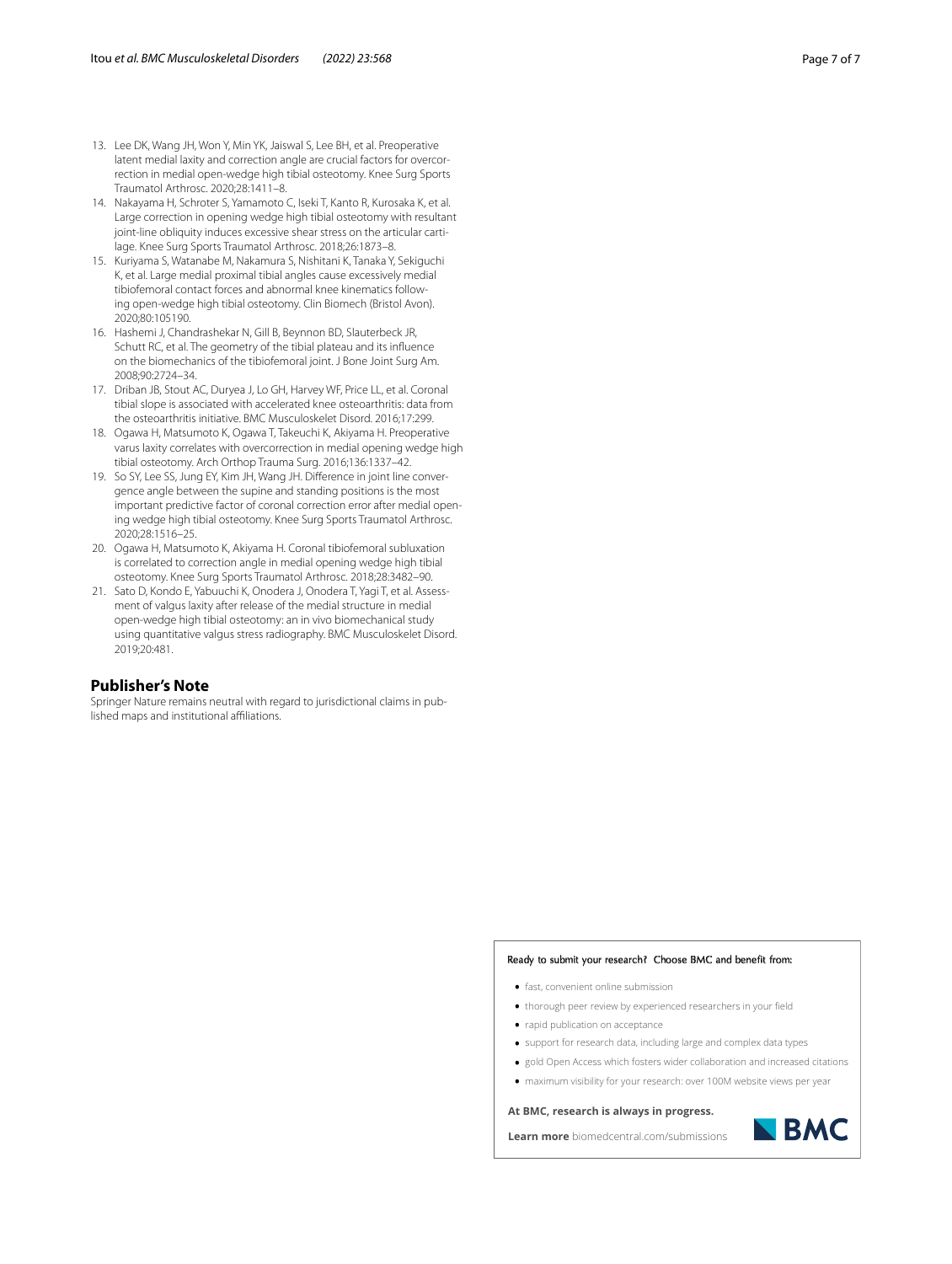13. Lee DK, Wang JH, Won Y, Min YK, Jaiswal S, Lee BH, et al. Preoperative latent medial laxity and correction angle are crucial factors for overcorrection in medial open-wedge high tibial osteotomy. Knee Surg Sports Traumatol Arthrosc. 2020;28:1411–8.
14. Nakayama H, Schroter S, Yamamoto C, Iseki T, Kanto R, Kurosaka K, et al. Large correction in opening wedge high tibial osteotomy with resultant joint-line obliquity induces excessive shear stress on the articular cartilage. Knee Surg Sports Traumatol Arthrosc. 2018;26:1873–8.
15. Kuriyama S, Watanabe M, Nakamura S, Nishitani K, Tanaka Y, Sekiguchi K, et al. Large medial proximal tibial angles cause excessively medial tibiofemoral contact forces and abnormal knee kinematics following open-wedge high tibial osteotomy. Clin Biomech (Bristol Avon). 2020;80:105190.
16. Hashemi J, Chandrashekar N, Gill B, Beynnon BD, Slauterbeck JR, Schutt RC, et al. The geometry of the tibial plateau and its influence on the biomechanics of the tibiofemoral joint. J Bone Joint Surg Am. 2008;90:2724–34.
17. Driban JB, Stout AC, Duryea J, Lo GH, Harvey WF, Price LL, et al. Coronal tibial slope is associated with accelerated knee osteoarthritis: data from the osteoarthritis initiative. BMC Musculoskelet Disord. 2016;17:299.
18. Ogawa H, Matsumoto K, Ogawa T, Takeuchi K, Akiyama H. Preoperative varus laxity correlates with overcorrection in medial opening wedge high tibial osteotomy. Arch Orthop Trauma Surg. 2016;136:1337–42.
19. So SY, Lee SS, Jung EY, Kim JH, Wang JH. Difference in joint line convergence angle between the supine and standing positions is the most important predictive factor of coronal correction error after medial opening wedge high tibial osteotomy. Knee Surg Sports Traumatol Arthrosc. 2020;28:1516–25.
20. Ogawa H, Matsumoto K, Akiyama H. Coronal tibiofemoral subluxation is correlated to correction angle in medial opening wedge high tibial osteotomy. Knee Surg Sports Traumatol Arthrosc. 2018;28:3482–90.
21. Sato D, Kondo E, Yabuuchi K, Onodera J, Onodera T, Yagi T, et al. Assessment of valgus laxity after release of the medial structure in medial open-wedge high tibial osteotomy: an in vivo biomechanical study using quantitative valgus stress radiography. BMC Musculoskelet Disord. 2019;20:481.

## Publisher's Note

Springer Nature remains neutral with regard to jurisdictional claims in published maps and institutional affiliations.

Ready to submit your research? Choose BMC and benefit from:

- fast, convenient online submission
- thorough peer review by experienced researchers in your field
- rapid publication on acceptance
- support for research data, including large and complex data types
- gold Open Access which fosters wider collaboration and increased citations
- maximum visibility for your research: over 100M website views per year

**At BMC, research is always in progress.**

**Learn more** biomedcentral.com/submissions

BMC